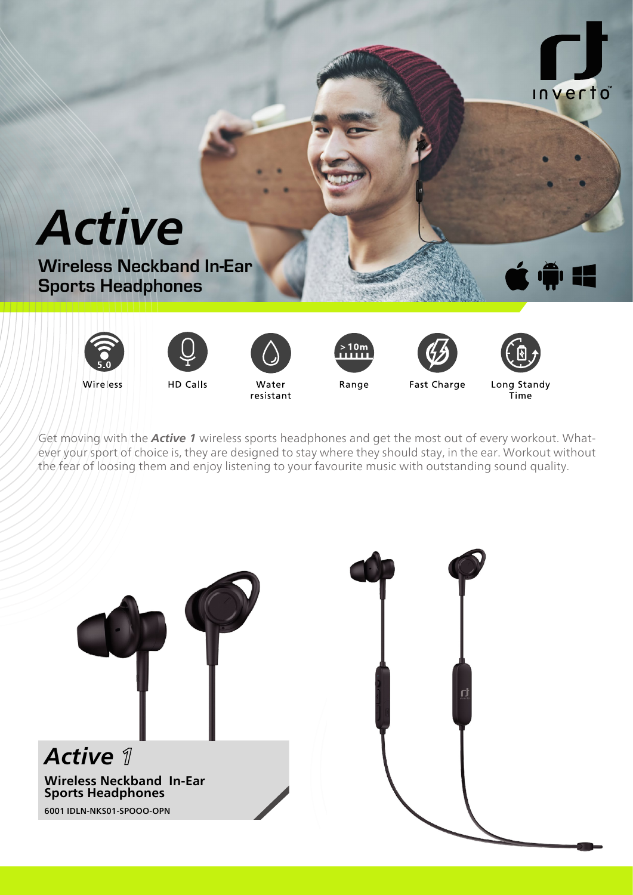inverto

# Active

## Wireless Neckband In-Ear Sports Headphones

- Wireless (5.0)
- HD Calls
- Water resistant
- Range (> 10m)
- Fast Charge
- Long Standy Time

Get moving with the ***Active 1*** wireless sports headphones and get the most out of every workout. What-ever your sport of choice is, they are designed to stay where they should stay, in the ear. Workout without the fear of loosing them and enjoy listening to your favourite music with outstanding sound quality.

## *Active 1*

**Wireless Neckband In-Ear Sports Headphones**

**6001 IDLN-NKS01-SPOOO-OPN**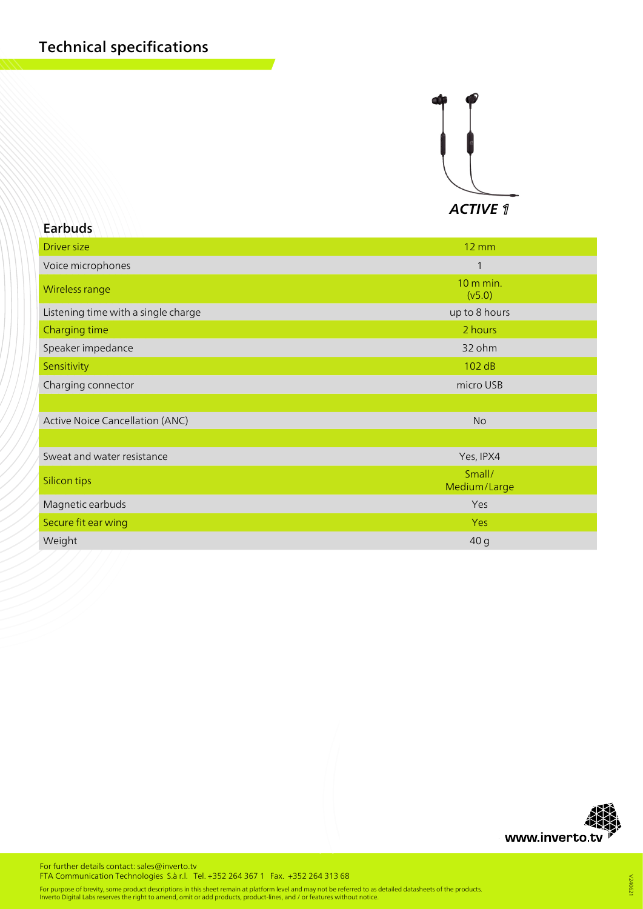## Technical specifications

***ACTIVE 1***

### Earbuds

| | |
|---|---|
| Driver size | 12 mm |
| Voice microphones | 1 |
| Wireless range | 10 m min. (v5.0) |
| Listening time with a single charge | up to 8 hours |
| Charging time | 2 hours |
| Speaker impedance | 32 ohm |
| Sensitivity | 102 dB |
| Charging connector | micro USB |
| | |
| Active Noice Cancellation (ANC) | No |
| | |
| Sweat and water resistance | Yes, IPX4 |
| Silicon tips | Small/ Medium/Large |
| Magnetic earbuds | Yes |
| Secure fit ear wing | Yes |
| Weight | 40 g |

www.inverto.tv

For further details contact: sales@inverto.tv
FTA Communication Technologies S.à r.l. Tel. +352 264 367 1 Fax. +352 264 313 68

For purpose of brevity, some product descriptions in this sheet remain at platform level and may not be referred to as detailed datasheets of the products.
Inverto Digital Labs reserves the right to amend, omit or add products, product-lines, and / or features without notice.

V240621